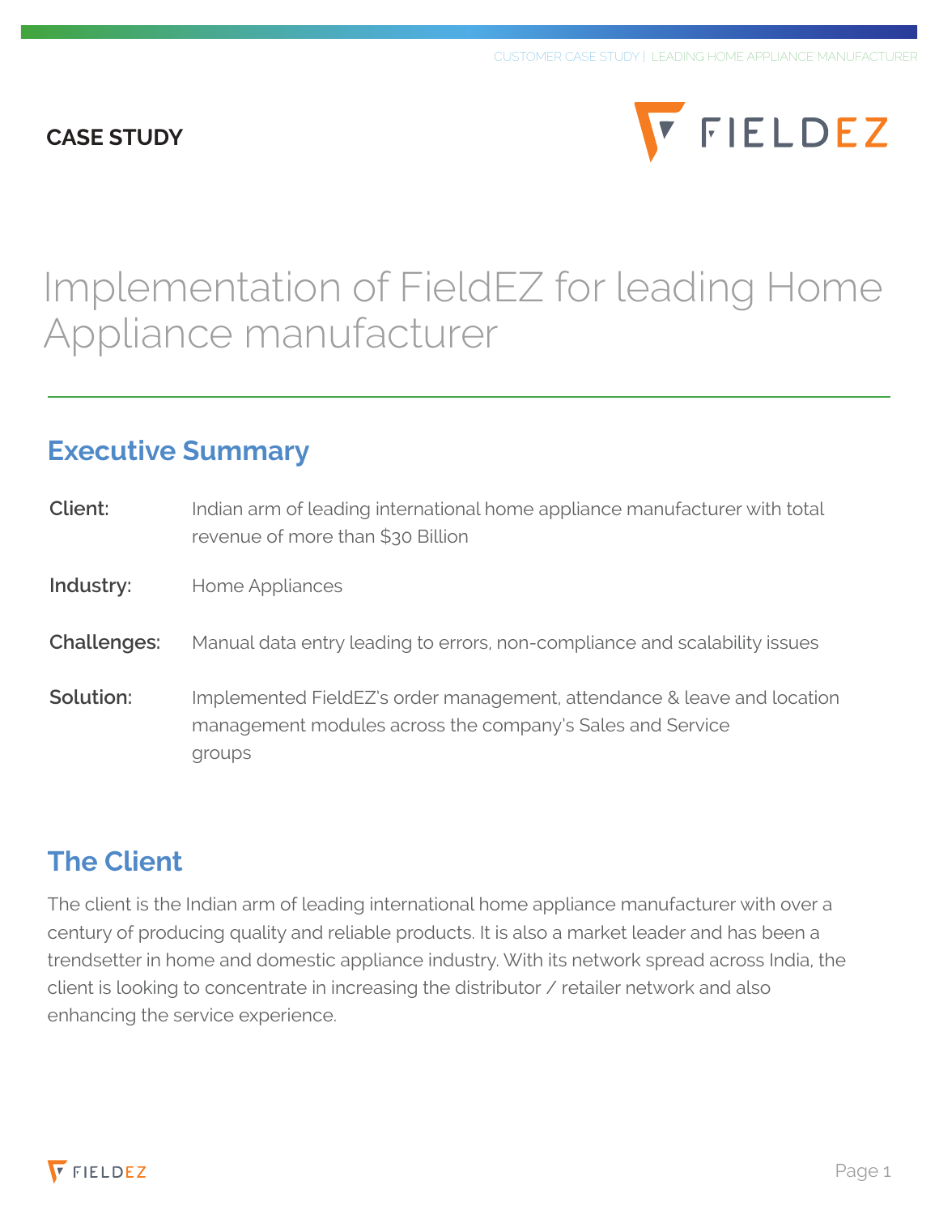**CASE STUDY**

# Implementation of FieldEZ for leading Home Appliance manufacturer

## Executive Summary

**Client:** Indian arm of leading international home appliance manufacturer with total revenue of more than $30 Billion

**Industry:** Home Appliances

**Challenges:** Manual data entry leading to errors, non-compliance and scalability issues

**Solution:** Implemented FieldEZ's order management, attendance & leave and location management modules across the company's Sales and Service groups

## The Client

The client is the Indian arm of leading international home appliance manufacturer with over a century of producing quality and reliable products. It is also a market leader and has been a trendsetter in home and domestic appliance industry. With its network spread across India, the client is looking to concentrate in increasing the distributor / retailer network and also enhancing the service experience.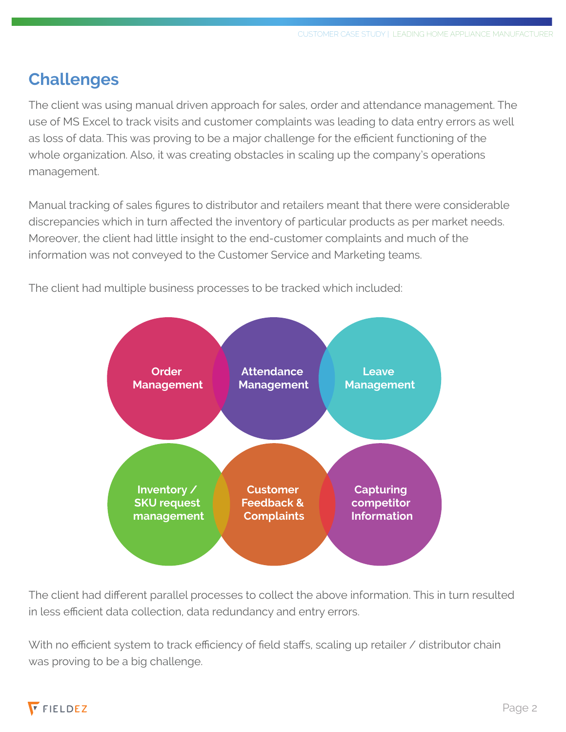## Challenges

The client was using manual driven approach for sales, order and attendance management. The use of MS Excel to track visits and customer complaints was leading to data entry errors as well as loss of data. This was proving to be a major challenge for the efficient functioning of the whole organization. Also, it was creating obstacles in scaling up the company's operations management.

Manual tracking of sales figures to distributor and retailers meant that there were considerable discrepancies which in turn affected the inventory of particular products as per market needs. Moreover, the client had little insight to the end-customer complaints and much of the information was not conveyed to the Customer Service and Marketing teams.

The client had multiple business processes to be tracked which included:

- Order Management
- Attendance Management
- Leave Management
- Inventory / SKU request management
- Customer Feedback & Complaints
- Capturing competitor Information

The client had different parallel processes to collect the above information. This in turn resulted in less efficient data collection, data redundancy and entry errors.

With no efficient system to track efficiency of field staffs, scaling up retailer / distributor chain was proving to be a big challenge.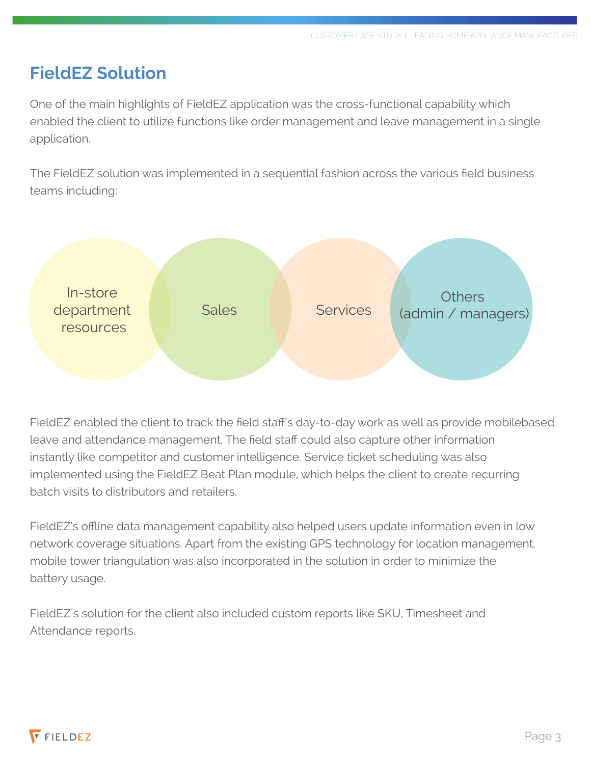## FieldEZ Solution

One of the main highlights of FieldEZ application was the cross-functional capability which enabled the client to utilize functions like order management and leave management in a single application.

The FieldEZ solution was implemented in a sequential fashion across the various field business teams including:

- In-store department resources
- Sales
- Services
- Others (admin / managers)

FieldEZ enabled the client to track the field staff's day-to-day work as well as provide mobilebased leave and attendance management. The field staff could also capture other information instantly like competitor and customer intelligence. Service ticket scheduling was also implemented using the FieldEZ Beat Plan module, which helps the client to create recurring batch visits to distributors and retailers.

FieldEZ's offline data management capability also helped users update information even in low network coverage situations. Apart from the existing GPS technology for location management, mobile tower triangulation was also incorporated in the solution in order to minimize the battery usage.

FieldEZ`s solution for the client also included custom reports like SKU, Timesheet and Attendance reports.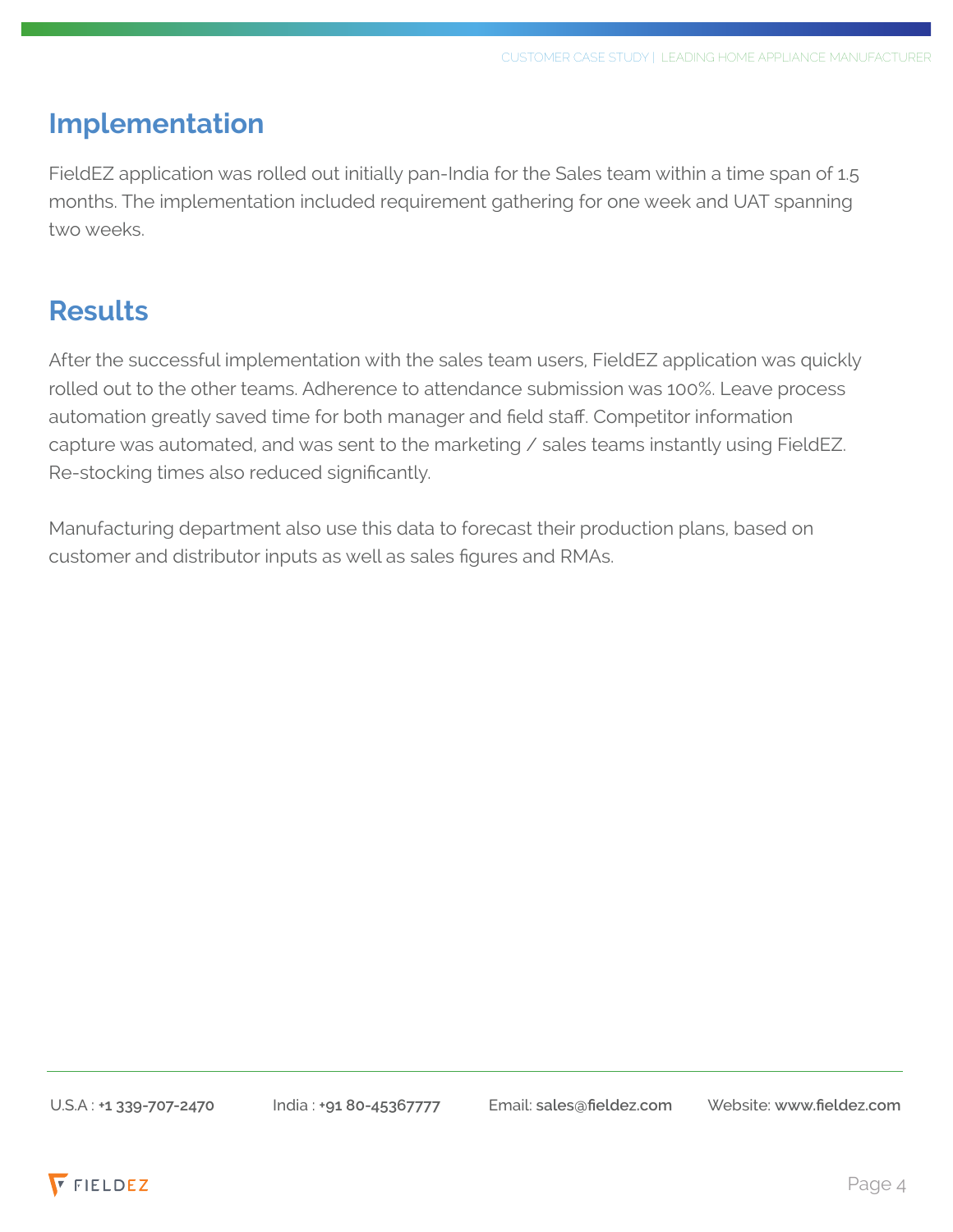## Implementation

FieldEZ application was rolled out initially pan-India for the Sales team within a time span of 1.5 months. The implementation included requirement gathering for one week and UAT spanning two weeks.

## Results

After the successful implementation with the sales team users, FieldEZ application was quickly rolled out to the other teams. Adherence to attendance submission was 100%. Leave process automation greatly saved time for both manager and field staff. Competitor information capture was automated, and was sent to the marketing / sales teams instantly using FieldEZ. Re-stocking times also reduced significantly.

Manufacturing department also use this data to forecast their production plans, based on customer and distributor inputs as well as sales figures and RMAs.

U.S.A : **+1 339-707-2470** India : **+91 80-45367777** Email: **sales@fieldez.com** Website: **www.fieldez.com**